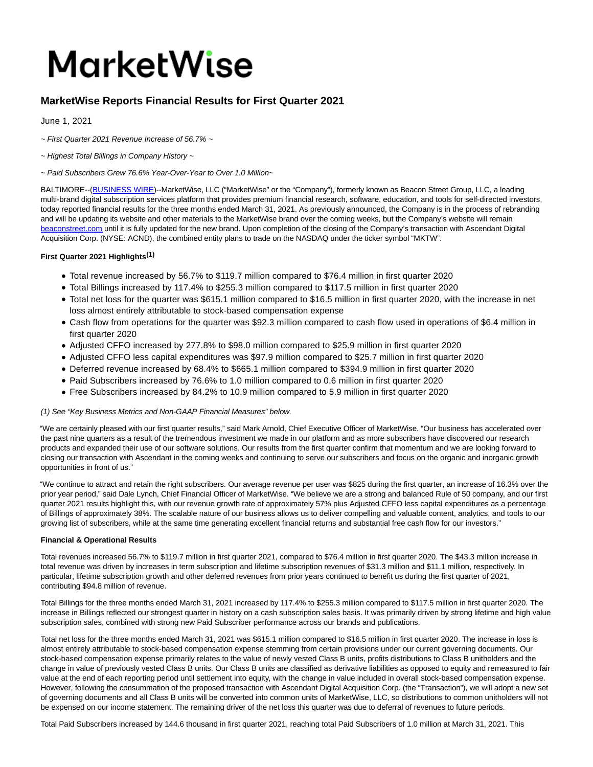# MarketWise

## MarketWise Reports Financial Results for First Quarter 2021

June 1, 2021

*~ First Quarter 2021 Revenue Increase of 56.7% ~*

*~ Highest Total Billings in Company History ~*

*~ Paid Subscribers Grew 76.6% Year-Over-Year to Over 1.0 Million~*

BALTIMORE--(BUSINESS WIRE)--MarketWise, LLC ("MarketWise" or the "Company"), formerly known as Beacon Street Group, LLC, a leading multi-brand digital subscription services platform that provides premium financial research, software, education, and tools for self-directed investors, today reported financial results for the three months ended March 31, 2021. As previously announced, the Company is in the process of rebranding and will be updating its website and other materials to the MarketWise brand over the coming weeks, but the Company's website will remain beaconstreet.com until it is fully updated for the new brand. Upon completion of the closing of the Company's transaction with Ascendant Digital Acquisition Corp. (NYSE: ACND), the combined entity plans to trade on the NASDAQ under the ticker symbol "MKTW".

**First Quarter 2021 Highlights[1]**

- Total revenue increased by 56.7% to $119.7 million compared to $76.4 million in first quarter 2020
- Total Billings increased by 117.4% to $255.3 million compared to $117.5 million in first quarter 2020
- Total net loss for the quarter was $615.1 million compared to $16.5 million in first quarter 2020, with the increase in net loss almost entirely attributable to stock-based compensation expense
- Cash flow from operations for the quarter was $92.3 million compared to cash flow used in operations of $6.4 million in first quarter 2020
- Adjusted CFFO increased by 277.8% to $98.0 million compared to $25.9 million in first quarter 2020
- Adjusted CFFO less capital expenditures was $97.9 million compared to $25.7 million in first quarter 2020
- Deferred revenue increased by 68.4% to $665.1 million compared to $394.9 million in first quarter 2020
- Paid Subscribers increased by 76.6% to 1.0 million compared to 0.6 million in first quarter 2020
- Free Subscribers increased by 84.2% to 10.9 million compared to 5.9 million in first quarter 2020

*(1) See "Key Business Metrics and Non-GAAP Financial Measures" below.*

"We are certainly pleased with our first quarter results," said Mark Arnold, Chief Executive Officer of MarketWise. "Our business has accelerated over the past nine quarters as a result of the tremendous investment we made in our platform and as more subscribers have discovered our research products and expanded their use of our software solutions. Our results from the first quarter confirm that momentum and we are looking forward to closing our transaction with Ascendant in the coming weeks and continuing to serve our subscribers and focus on the organic and inorganic growth opportunities in front of us."

"We continue to attract and retain the right subscribers. Our average revenue per user was $825 during the first quarter, an increase of 16.3% over the prior year period," said Dale Lynch, Chief Financial Officer of MarketWise. "We believe we are a strong and balanced Rule of 50 company, and our first quarter 2021 results highlight this, with our revenue growth rate of approximately 57% plus Adjusted CFFO less capital expenditures as a percentage of Billings of approximately 38%. The scalable nature of our business allows us to deliver compelling and valuable content, analytics, and tools to our growing list of subscribers, while at the same time generating excellent financial returns and substantial free cash flow for our investors."

**Financial & Operational Results**

Total revenues increased 56.7% to $119.7 million in first quarter 2021, compared to $76.4 million in first quarter 2020. The $43.3 million increase in total revenue was driven by increases in term subscription and lifetime subscription revenues of $31.3 million and $11.1 million, respectively. In particular, lifetime subscription growth and other deferred revenues from prior years continued to benefit us during the first quarter of 2021, contributing $94.8 million of revenue.

Total Billings for the three months ended March 31, 2021 increased by 117.4% to $255.3 million compared to $117.5 million in first quarter 2020. The increase in Billings reflected our strongest quarter in history on a cash subscription sales basis. It was primarily driven by strong lifetime and high value subscription sales, combined with strong new Paid Subscriber performance across our brands and publications.

Total net loss for the three months ended March 31, 2021 was $615.1 million compared to $16.5 million in first quarter 2020. The increase in loss is almost entirely attributable to stock-based compensation expense stemming from certain provisions under our current governing documents. Our stock-based compensation expense primarily relates to the value of newly vested Class B units, profits distributions to Class B unitholders and the change in value of previously vested Class B units. Our Class B units are classified as derivative liabilities as opposed to equity and remeasured to fair value at the end of each reporting period until settlement into equity, with the change in value included in overall stock-based compensation expense. However, following the consummation of the proposed transaction with Ascendant Digital Acquisition Corp. (the "Transaction"), we will adopt a new set of governing documents and all Class B units will be converted into common units of MarketWise, LLC, so distributions to common unitholders will not be expensed on our income statement. The remaining driver of the net loss this quarter was due to deferral of revenues to future periods.

Total Paid Subscribers increased by 144.6 thousand in first quarter 2021, reaching total Paid Subscribers of 1.0 million at March 31, 2021. This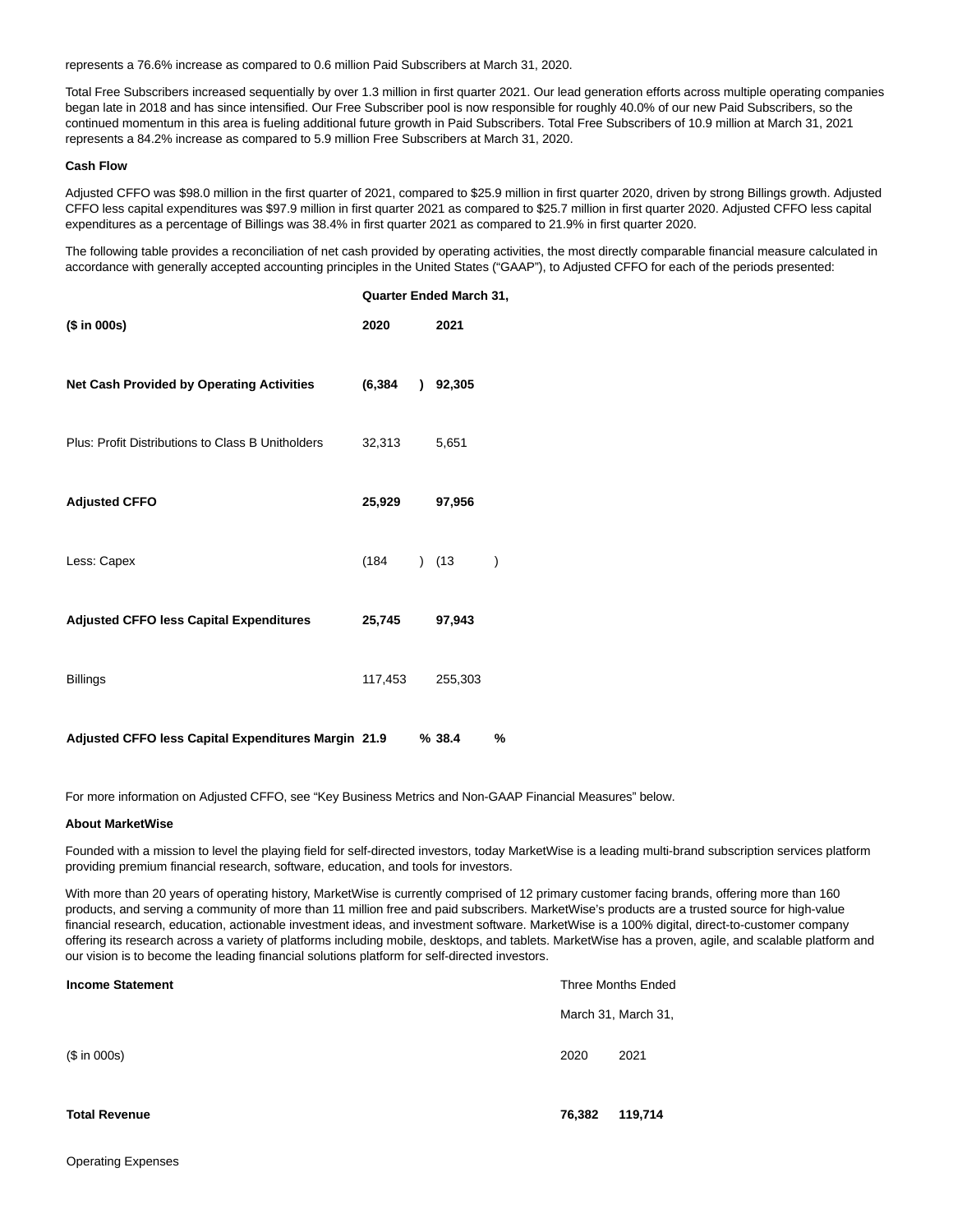represents a 76.6% increase as compared to 0.6 million Paid Subscribers at March 31, 2020.

Total Free Subscribers increased sequentially by over 1.3 million in first quarter 2021. Our lead generation efforts across multiple operating companies began late in 2018 and has since intensified. Our Free Subscriber pool is now responsible for roughly 40.0% of our new Paid Subscribers, so the continued momentum in this area is fueling additional future growth in Paid Subscribers. Total Free Subscribers of 10.9 million at March 31, 2021 represents a 84.2% increase as compared to 5.9 million Free Subscribers at March 31, 2020.

**Cash Flow**

Adjusted CFFO was $98.0 million in the first quarter of 2021, compared to $25.9 million in first quarter 2020, driven by strong Billings growth. Adjusted CFFO less capital expenditures was $97.9 million in first quarter 2021 as compared to $25.7 million in first quarter 2020. Adjusted CFFO less capital expenditures as a percentage of Billings was 38.4% in first quarter 2021 as compared to 21.9% in first quarter 2020.

The following table provides a reconciliation of net cash provided by operating activities, the most directly comparable financial measure calculated in accordance with generally accepted accounting principles in the United States ("GAAP"), to Adjusted CFFO for each of the periods presented:

| | **Quarter Ended March 31,** | |
|---|---|---|
| **($ in 000s)** | **2020** | **2021** |
| **Net Cash Provided by Operating Activities** | **(6,384)** | **92,305** |
| Plus: Profit Distributions to Class B Unitholders | 32,313 | 5,651 |
| **Adjusted CFFO** | **25,929** | **97,956** |
| Less: Capex | (184) | (13) |
| **Adjusted CFFO less Capital Expenditures** | **25,745** | **97,943** |
| Billings | 117,453 | 255,303 |
| **Adjusted CFFO less Capital Expenditures Margin** | **21.9%** | **38.4%** |

For more information on Adjusted CFFO, see "Key Business Metrics and Non-GAAP Financial Measures" below.

**About MarketWise**

Founded with a mission to level the playing field for self-directed investors, today MarketWise is a leading multi-brand subscription services platform providing premium financial research, software, education, and tools for investors.

With more than 20 years of operating history, MarketWise is currently comprised of 12 primary customer facing brands, offering more than 160 products, and serving a community of more than 11 million free and paid subscribers. MarketWise's products are a trusted source for high-value financial research, education, actionable investment ideas, and investment software. MarketWise is a 100% digital, direct-to-customer company offering its research across a variety of platforms including mobile, desktops, and tablets. MarketWise has a proven, agile, and scalable platform and our vision is to become the leading financial solutions platform for self-directed investors.

| **Income Statement** | Three Months Ended | |
|---|---|---|
| | March 31, | March 31, |
| ($ in 000s) | 2020 | 2021 |
| **Total Revenue** | **76,382** | **119,714** |
| Operating Expenses | | |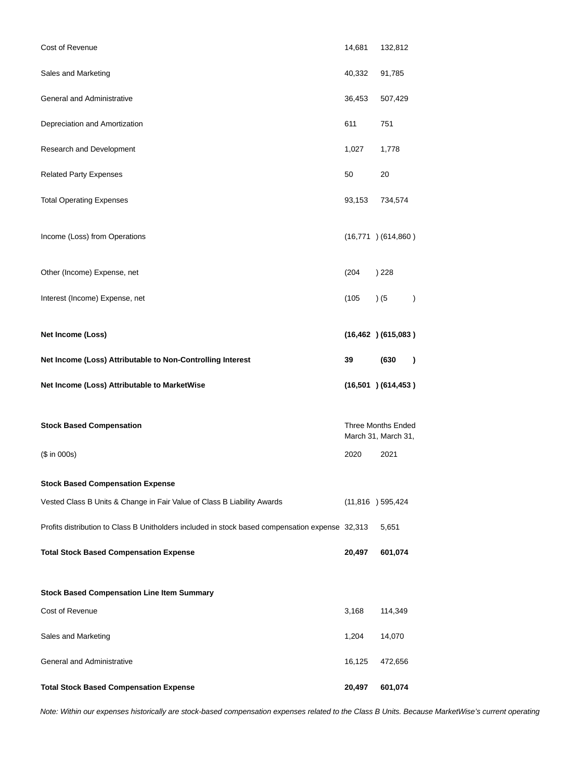| | | |
|---|---|---|
| Cost of Revenue | 14,681 | 132,812 |
| Sales and Marketing | 40,332 | 91,785 |
| General and Administrative | 36,453 | 507,429 |
| Depreciation and Amortization | 611 | 751 |
| Research and Development | 1,027 | 1,778 |
| Related Party Expenses | 50 | 20 |
| Total Operating Expenses | 93,153 | 734,574 |
| Income (Loss) from Operations | (16,771 ) | (614,860 ) |
| Other (Income) Expense, net | (204 ) | 228 |
| Interest (Income) Expense, net | (105 ) | (5 ) |
| **Net Income (Loss)** | **(16,462 )** | **(615,083 )** |
| **Net Income (Loss) Attributable to Non-Controlling Interest** | **39** | **(630 )** |
| **Net Income (Loss) Attributable to MarketWise** | **(16,501 )** | **(614,453 )** |

| **Stock Based Compensation** | Three Months Ended March 31, | March 31, |
|---|---|---|
| ($ in 000s) | 2020 | 2021 |
| **Stock Based Compensation Expense** | | |
| Vested Class B Units & Change in Fair Value of Class B Liability Awards | (11,816 ) | 595,424 |
| Profits distribution to Class B Unitholders included in stock based compensation expense | 32,313 | 5,651 |
| **Total Stock Based Compensation Expense** | **20,497** | **601,074** |
| | | |
| **Stock Based Compensation Line Item Summary** | | |
| Cost of Revenue | 3,168 | 114,349 |
| Sales and Marketing | 1,204 | 14,070 |
| General and Administrative | 16,125 | 472,656 |
| **Total Stock Based Compensation Expense** | **20,497** | **601,074** |

*Note: Within our expenses historically are stock-based compensation expenses related to the Class B Units. Because MarketWise's current operating*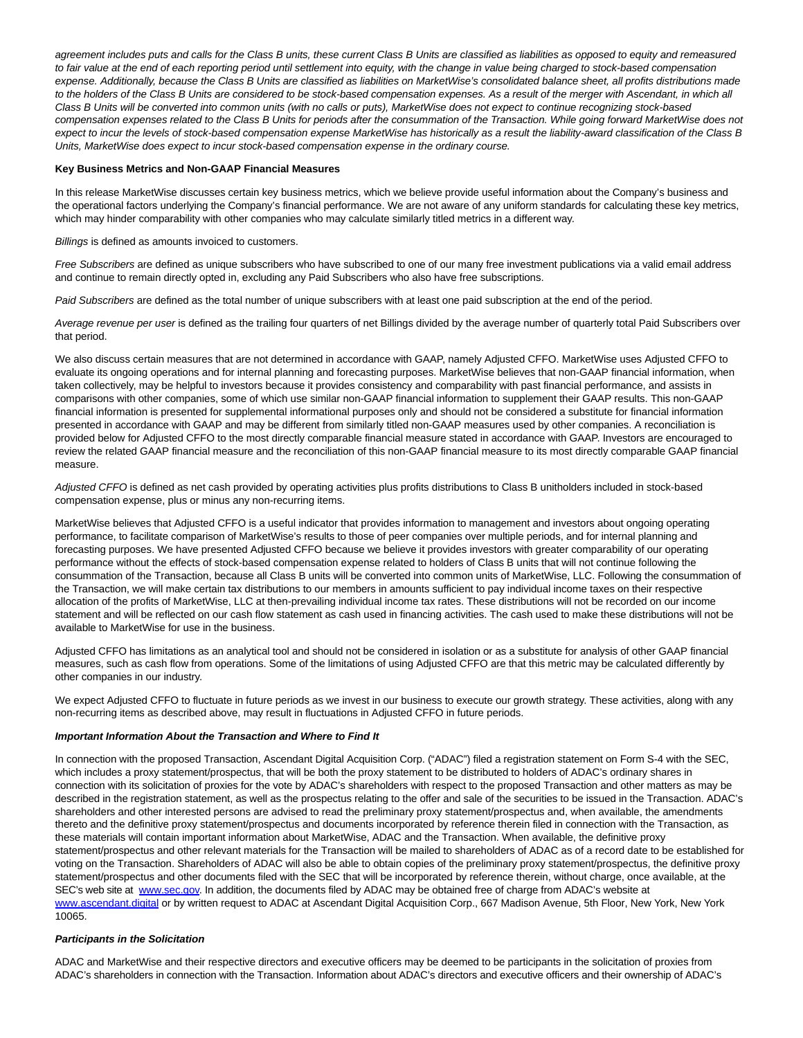*agreement includes puts and calls for the Class B units, these current Class B Units are classified as liabilities as opposed to equity and remeasured to fair value at the end of each reporting period until settlement into equity, with the change in value being charged to stock-based compensation expense. Additionally, because the Class B Units are classified as liabilities on MarketWise's consolidated balance sheet, all profits distributions made to the holders of the Class B Units are considered to be stock-based compensation expenses. As a result of the merger with Ascendant, in which all Class B Units will be converted into common units (with no calls or puts), MarketWise does not expect to continue recognizing stock-based compensation expenses related to the Class B Units for periods after the consummation of the Transaction. While going forward MarketWise does not expect to incur the levels of stock-based compensation expense MarketWise has historically as a result the liability-award classification of the Class B Units, MarketWise does expect to incur stock-based compensation expense in the ordinary course.*

**Key Business Metrics and Non-GAAP Financial Measures**

In this release MarketWise discusses certain key business metrics, which we believe provide useful information about the Company's business and the operational factors underlying the Company's financial performance. We are not aware of any uniform standards for calculating these key metrics, which may hinder comparability with other companies who may calculate similarly titled metrics in a different way.

*Billings* is defined as amounts invoiced to customers.

*Free Subscribers* are defined as unique subscribers who have subscribed to one of our many free investment publications via a valid email address and continue to remain directly opted in, excluding any Paid Subscribers who also have free subscriptions.

*Paid Subscribers* are defined as the total number of unique subscribers with at least one paid subscription at the end of the period.

*Average revenue per user* is defined as the trailing four quarters of net Billings divided by the average number of quarterly total Paid Subscribers over that period.

We also discuss certain measures that are not determined in accordance with GAAP, namely Adjusted CFFO. MarketWise uses Adjusted CFFO to evaluate its ongoing operations and for internal planning and forecasting purposes. MarketWise believes that non-GAAP financial information, when taken collectively, may be helpful to investors because it provides consistency and comparability with past financial performance, and assists in comparisons with other companies, some of which use similar non-GAAP financial information to supplement their GAAP results. This non-GAAP financial information is presented for supplemental informational purposes only and should not be considered a substitute for financial information presented in accordance with GAAP and may be different from similarly titled non-GAAP measures used by other companies. A reconciliation is provided below for Adjusted CFFO to the most directly comparable financial measure stated in accordance with GAAP. Investors are encouraged to review the related GAAP financial measure and the reconciliation of this non-GAAP financial measure to its most directly comparable GAAP financial measure.

*Adjusted CFFO* is defined as net cash provided by operating activities plus profits distributions to Class B unitholders included in stock-based compensation expense, plus or minus any non-recurring items.

MarketWise believes that Adjusted CFFO is a useful indicator that provides information to management and investors about ongoing operating performance, to facilitate comparison of MarketWise's results to those of peer companies over multiple periods, and for internal planning and forecasting purposes. We have presented Adjusted CFFO because we believe it provides investors with greater comparability of our operating performance without the effects of stock-based compensation expense related to holders of Class B units that will not continue following the consummation of the Transaction, because all Class B units will be converted into common units of MarketWise, LLC. Following the consummation of the Transaction, we will make certain tax distributions to our members in amounts sufficient to pay individual income taxes on their respective allocation of the profits of MarketWise, LLC at then-prevailing individual income tax rates. These distributions will not be recorded on our income statement and will be reflected on our cash flow statement as cash used in financing activities. The cash used to make these distributions will not be available to MarketWise for use in the business.

Adjusted CFFO has limitations as an analytical tool and should not be considered in isolation or as a substitute for analysis of other GAAP financial measures, such as cash flow from operations. Some of the limitations of using Adjusted CFFO are that this metric may be calculated differently by other companies in our industry.

We expect Adjusted CFFO to fluctuate in future periods as we invest in our business to execute our growth strategy. These activities, along with any non-recurring items as described above, may result in fluctuations in Adjusted CFFO in future periods.

***Important Information About the Transaction and Where to Find It***

In connection with the proposed Transaction, Ascendant Digital Acquisition Corp. ("ADAC") filed a registration statement on Form S-4 with the SEC, which includes a proxy statement/prospectus, that will be both the proxy statement to be distributed to holders of ADAC's ordinary shares in connection with its solicitation of proxies for the vote by ADAC's shareholders with respect to the proposed Transaction and other matters as may be described in the registration statement, as well as the prospectus relating to the offer and sale of the securities to be issued in the Transaction. ADAC's shareholders and other interested persons are advised to read the preliminary proxy statement/prospectus and, when available, the amendments thereto and the definitive proxy statement/prospectus and documents incorporated by reference therein filed in connection with the Transaction, as these materials will contain important information about MarketWise, ADAC and the Transaction. When available, the definitive proxy statement/prospectus and other relevant materials for the Transaction will be mailed to shareholders of ADAC as of a record date to be established for voting on the Transaction. Shareholders of ADAC will also be able to obtain copies of the preliminary proxy statement/prospectus, the definitive proxy statement/prospectus and other documents filed with the SEC that will be incorporated by reference therein, without charge, once available, at the SEC's web site at www.sec.gov. In addition, the documents filed by ADAC may be obtained free of charge from ADAC's website at www.ascendant.digital or by written request to ADAC at Ascendant Digital Acquisition Corp., 667 Madison Avenue, 5th Floor, New York, New York 10065.

***Participants in the Solicitation***

ADAC and MarketWise and their respective directors and executive officers may be deemed to be participants in the solicitation of proxies from ADAC's shareholders in connection with the Transaction. Information about ADAC's directors and executive officers and their ownership of ADAC's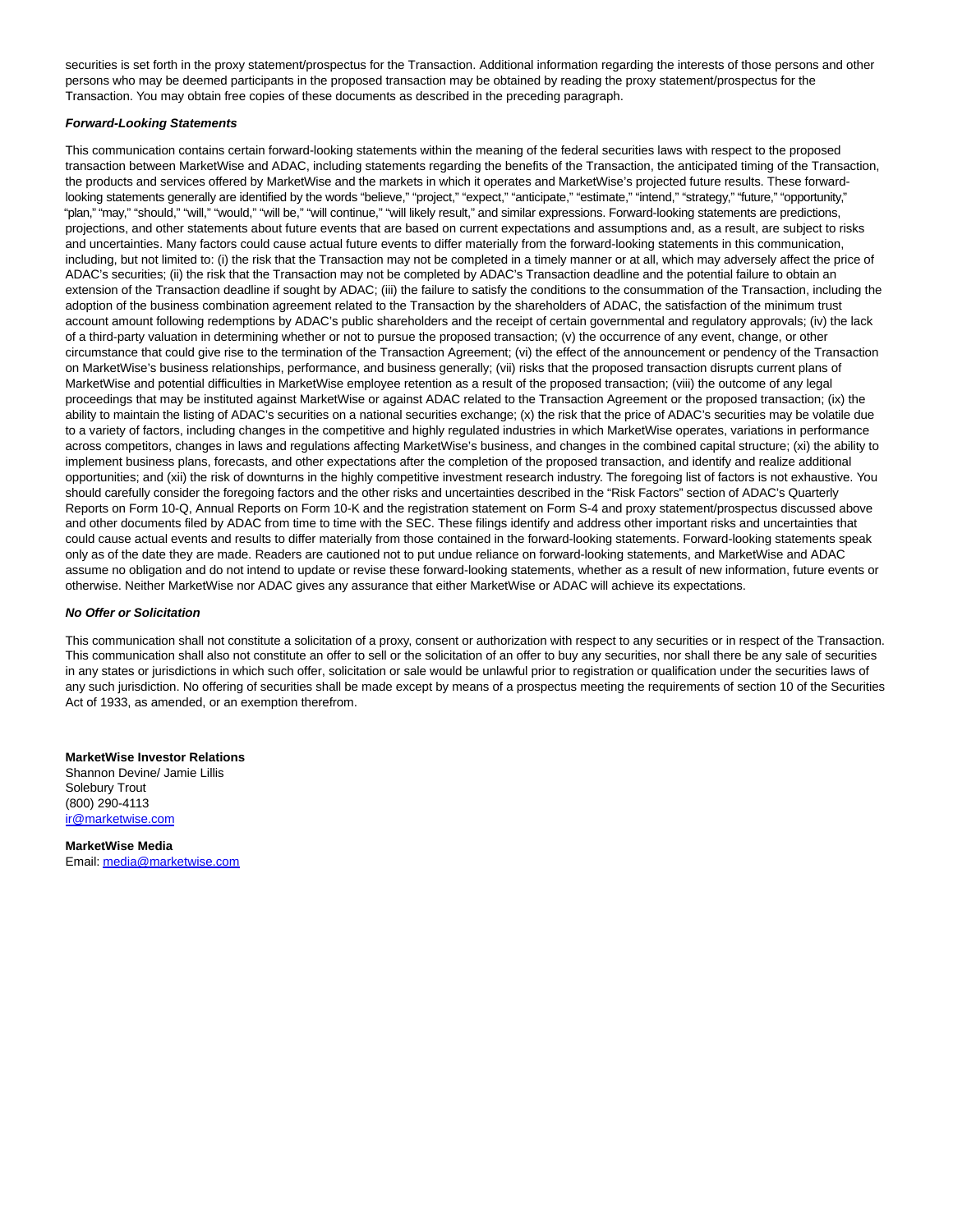securities is set forth in the proxy statement/prospectus for the Transaction. Additional information regarding the interests of those persons and other persons who may be deemed participants in the proposed transaction may be obtained by reading the proxy statement/prospectus for the Transaction. You may obtain free copies of these documents as described in the preceding paragraph.

***Forward-Looking Statements***

This communication contains certain forward-looking statements within the meaning of the federal securities laws with respect to the proposed transaction between MarketWise and ADAC, including statements regarding the benefits of the Transaction, the anticipated timing of the Transaction, the products and services offered by MarketWise and the markets in which it operates and MarketWise's projected future results. These forward-looking statements generally are identified by the words "believe," "project," "expect," "anticipate," "estimate," "intend," "strategy," "future," "opportunity," "plan," "may," "should," "will," "would," "will be," "will continue," "will likely result," and similar expressions. Forward-looking statements are predictions, projections, and other statements about future events that are based on current expectations and assumptions and, as a result, are subject to risks and uncertainties. Many factors could cause actual future events to differ materially from the forward-looking statements in this communication, including, but not limited to: (i) the risk that the Transaction may not be completed in a timely manner or at all, which may adversely affect the price of ADAC's securities; (ii) the risk that the Transaction may not be completed by ADAC's Transaction deadline and the potential failure to obtain an extension of the Transaction deadline if sought by ADAC; (iii) the failure to satisfy the conditions to the consummation of the Transaction, including the adoption of the business combination agreement related to the Transaction by the shareholders of ADAC, the satisfaction of the minimum trust account amount following redemptions by ADAC's public shareholders and the receipt of certain governmental and regulatory approvals; (iv) the lack of a third-party valuation in determining whether or not to pursue the proposed transaction; (v) the occurrence of any event, change, or other circumstance that could give rise to the termination of the Transaction Agreement; (vi) the effect of the announcement or pendency of the Transaction on MarketWise's business relationships, performance, and business generally; (vii) risks that the proposed transaction disrupts current plans of MarketWise and potential difficulties in MarketWise employee retention as a result of the proposed transaction; (viii) the outcome of any legal proceedings that may be instituted against MarketWise or against ADAC related to the Transaction Agreement or the proposed transaction; (ix) the ability to maintain the listing of ADAC's securities on a national securities exchange; (x) the risk that the price of ADAC's securities may be volatile due to a variety of factors, including changes in the competitive and highly regulated industries in which MarketWise operates, variations in performance across competitors, changes in laws and regulations affecting MarketWise's business, and changes in the combined capital structure; (xi) the ability to implement business plans, forecasts, and other expectations after the completion of the proposed transaction, and identify and realize additional opportunities; and (xii) the risk of downturns in the highly competitive investment research industry. The foregoing list of factors is not exhaustive. You should carefully consider the foregoing factors and the other risks and uncertainties described in the "Risk Factors" section of ADAC's Quarterly Reports on Form 10-Q, Annual Reports on Form 10-K and the registration statement on Form S-4 and proxy statement/prospectus discussed above and other documents filed by ADAC from time to time with the SEC. These filings identify and address other important risks and uncertainties that could cause actual events and results to differ materially from those contained in the forward-looking statements. Forward-looking statements speak only as of the date they are made. Readers are cautioned not to put undue reliance on forward-looking statements, and MarketWise and ADAC assume no obligation and do not intend to update or revise these forward-looking statements, whether as a result of new information, future events or otherwise. Neither MarketWise nor ADAC gives any assurance that either MarketWise or ADAC will achieve its expectations.

***No Offer or Solicitation***

This communication shall not constitute a solicitation of a proxy, consent or authorization with respect to any securities or in respect of the Transaction. This communication shall also not constitute an offer to sell or the solicitation of an offer to buy any securities, nor shall there be any sale of securities in any states or jurisdictions in which such offer, solicitation or sale would be unlawful prior to registration or qualification under the securities laws of any such jurisdiction. No offering of securities shall be made except by means of a prospectus meeting the requirements of section 10 of the Securities Act of 1933, as amended, or an exemption therefrom.

**MarketWise Investor Relations**
Shannon Devine/ Jamie Lillis
Solebury Trout
(800) 290-4113
ir@marketwise.com

**MarketWise Media**
Email: media@marketwise.com